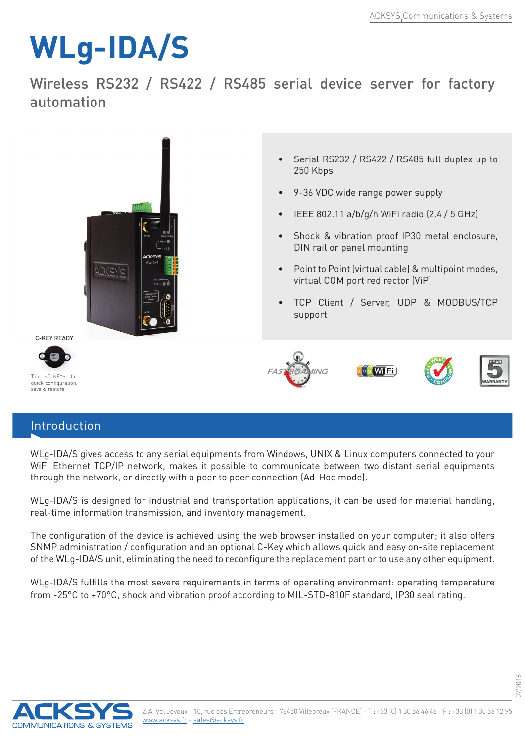# WLg-IDA/S

## Wireless RS232 / RS422 / RS485 serial device server for factory automation

- Serial RS232 / RS422 / RS485 full duplex up to 250 Kbps
- 9-36 VDC wide range power supply
- IEEE 802.11 a/b/g/h WiFi radio (2.4 / 5 GHz)
- Shock & vibration proof IP30 metal enclosure, DIN rail or panel mounting
- Point to Point (virtual cable) & multipoint modes, virtual COM port redirector (ViP)
- TCP Client / Server, UDP & MODBUS/TCP support

C-KEY READY

Top «C-KEY» for quick configuration, save & restore

## Introduction

WLg-IDA/S gives access to any serial equipments from Windows, UNIX & Linux computers connected to your WiFi Ethernet TCP/IP network, makes it possible to communicate between two distant serial equipments through the network, or directly with a peer to peer connection (Ad-Hoc mode).

WLg-IDA/S is designed for industrial and transportation applications, it can be used for material handling, real-time information transmission, and inventory management.

The configuration of the device is achieved using the web browser installed on your computer; it also offers SNMP administration / configuration and an optional C-Key which allows quick and easy on-site replacement of the WLg-IDA/S unit, eliminating the need to reconfigure the replacement part or to use any other equipment.

WLg-IDA/S fulfills the most severe requirements in terms of operating environment: operating temperature from -25°C to +70°C, shock and vibration proof according to MIL-STD-810F standard, IP30 seal rating.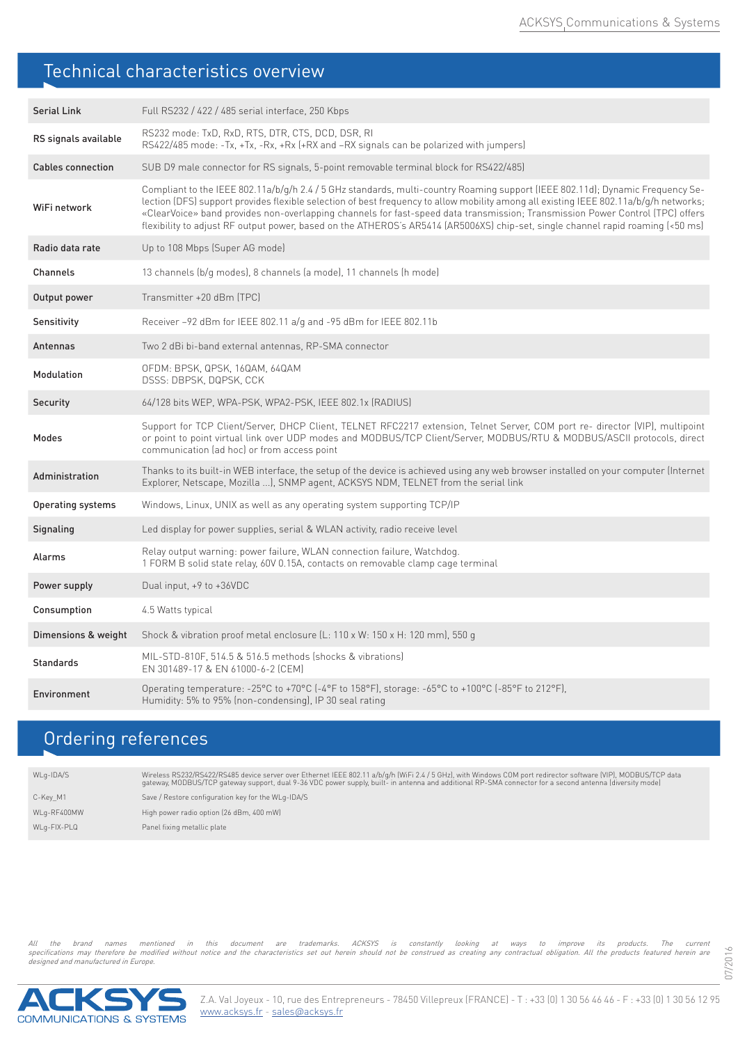## Technical characteristics overview

| | |
|---|---|
| **Serial Link** | Full RS232 / 422 / 485 serial interface, 250 Kbps |
| **RS signals available** | RS232 mode: TxD, RxD, RTS, DTR, CTS, DCD, DSR, RI<br>RS422/485 mode: -Tx, +Tx, -Rx, +Rx (+RX and –RX signals can be polarized with jumpers) |
| **Cables connection** | SUB D9 male connector for RS signals, 5-point removable terminal block for RS422/485) |
| **WiFi network** | Compliant to the IEEE 802.11a/b/g/h 2.4 / 5 GHz standards, multi-country Roaming support (IEEE 802.11d); Dynamic Frequency Selection (DFS) support provides flexible selection of best frequency to allow mobility among all existing IEEE 802.11a/b/g/h networks; «ClearVoice» band provides non-overlapping channels for fast-speed data transmission; Transmission Power Control (TPC) offers flexibility to adjust RF output power, based on the ATHEROS's AR5414 (AR5006XS) chip-set, single channel rapid roaming (<50 ms) |
| **Radio data rate** | Up to 108 Mbps (Super AG mode) |
| **Channels** | 13 channels (b/g modes), 8 channels (a mode), 11 channels (h mode) |
| **Output power** | Transmitter +20 dBm (TPC) |
| **Sensitivity** | Receiver –92 dBm for IEEE 802.11 a/g and -95 dBm for IEEE 802.11b |
| **Antennas** | Two 2 dBi bi-band external antennas, RP-SMA connector |
| **Modulation** | OFDM: BPSK, QPSK, 16QAM, 64QAM<br>DSSS: DBPSK, DQPSK, CCK |
| **Security** | 64/128 bits WEP, WPA-PSK, WPA2-PSK, IEEE 802.1x (RADIUS) |
| **Modes** | Support for TCP Client/Server, DHCP Client, TELNET RFC2217 extension, Telnet Server, COM port re- director (VIP), multipoint or point to point virtual link over UDP modes and MODBUS/TCP Client/Server, MODBUS/RTU & MODBUS/ASCII protocols, direct communication (ad hoc) or from access point |
| **Administration** | Thanks to its built-in WEB interface, the setup of the device is achieved using any web browser installed on your computer (Internet Explorer, Netscape, Mozilla ...), SNMP agent, ACKSYS NDM, TELNET from the serial link |
| **Operating systems** | Windows, Linux, UNIX as well as any operating system supporting TCP/IP |
| **Signaling** | Led display for power supplies, serial & WLAN activity, radio receive level |
| **Alarms** | Relay output warning: power failure, WLAN connection failure, Watchdog.<br>1 FORM B solid state relay, 60V 0.15A, contacts on removable clamp cage terminal |
| **Power supply** | Dual input, +9 to +36VDC |
| **Consumption** | 4.5 Watts typical |
| **Dimensions & weight** | Shock & vibration proof metal enclosure (L: 110 x W: 150 x H: 120 mm), 550 g |
| **Standards** | MIL-STD-810F, 514.5 & 516.5 methods (shocks & vibrations)<br>EN 301489-17 & EN 61000-6-2 (CEM) |
| **Environment** | Operating temperature: -25°C to +70°C (-4°F to 158°F), storage: -65°C to +100°C (-85°F to 212°F),<br>Humidity: 5% to 95% (non-condensing), IP 30 seal rating |

## Ordering references

| | |
|---|---|
| WLg-IDA/S | Wireless RS232/RS422/RS485 device server over Ethernet IEEE 802.11 a/b/g/h (WiFi 2.4 / 5 GHz), with Windows COM port redirector software (VIP), MODBUS/TCP data gateway, MODBUS/TCP gateway support, dual 9-36 VDC power supply, built- in antenna and additional RP-SMA connector for a second antenna (diversity mode) |
| C-Key_M1 | Save / Restore configuration key for the WLg-IDA/S |
| WLg-RF400MW | High power radio option (26 dBm, 400 mW) |
| WLg-FIX-PLQ | Panel fixing metallic plate |

*All the brand names mentioned in this document are trademarks. ACKSYS is constantly looking at ways to improve its products. The current specifications may therefore be modified without notice and the characteristics set out herein should not be construed as creating any contractual obligation. All the products featured herein are designed and manufactured in Europe.*

07/2016

ACKSYS COMMUNICATIONS & SYSTEMS

Z.A. Val Joyeux - 10, rue des Entrepreneurs - 78450 Villepreux (FRANCE) - T : +33 (0) 1 30 56 46 46 - F : +33 (0) 1 30 56 12 95
www.acksys.fr - sales@acksys.fr